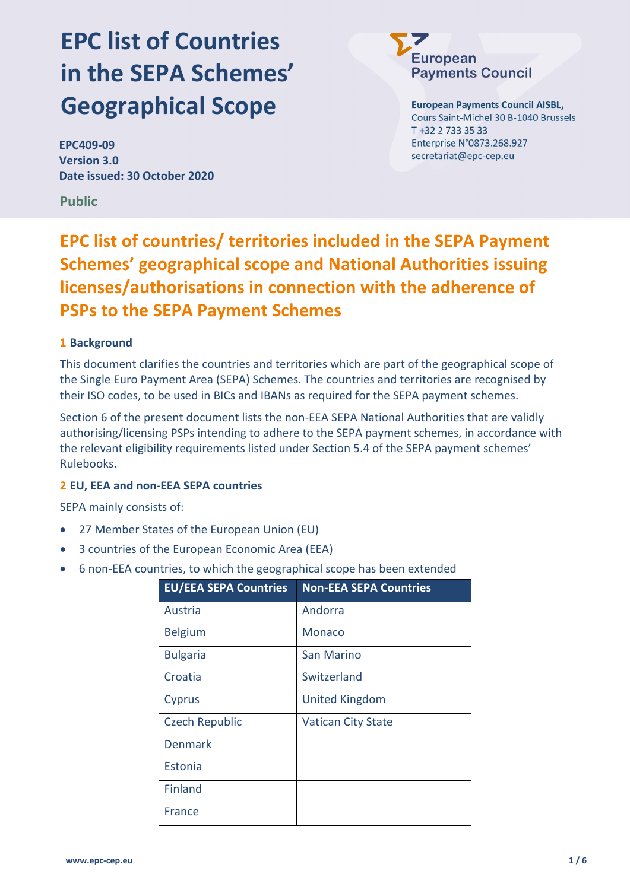# EPC list of Countries in the SEPA Schemes' Geographical Scope

**EPC409-09**
**Version 3.0**
**Date issued: 30 October 2020**

**Public**

European Payments Council

**European Payments Council AISBL,**
Cours Saint-Michel 30 B-1040 Brussels
T +32 2 733 35 33
Enterprise N°0873.268.927
secretariat@epc-cep.eu

## EPC list of countries/ territories included in the SEPA Payment Schemes' geographical scope and National Authorities issuing licenses/authorisations in connection with the adherence of PSPs to the SEPA Payment Schemes

### 1 Background

This document clarifies the countries and territories which are part of the geographical scope of the Single Euro Payment Area (SEPA) Schemes. The countries and territories are recognised by their ISO codes, to be used in BICs and IBANs as required for the SEPA payment schemes.

Section 6 of the present document lists the non-EEA SEPA National Authorities that are validly authorising/licensing PSPs intending to adhere to the SEPA payment schemes, in accordance with the relevant eligibility requirements listed under Section 5.4 of the SEPA payment schemes' Rulebooks.

### 2 EU, EEA and non-EEA SEPA countries

SEPA mainly consists of:

- 27 Member States of the European Union (EU)
- 3 countries of the European Economic Area (EEA)
- 6 non-EEA countries, to which the geographical scope has been extended

| EU/EEA SEPA Countries | Non-EEA SEPA Countries |
|---|---|
| Austria | Andorra |
| Belgium | Monaco |
| Bulgaria | San Marino |
| Croatia | Switzerland |
| Cyprus | United Kingdom |
| Czech Republic | Vatican City State |
| Denmark | |
| Estonia | |
| Finland | |
| France | |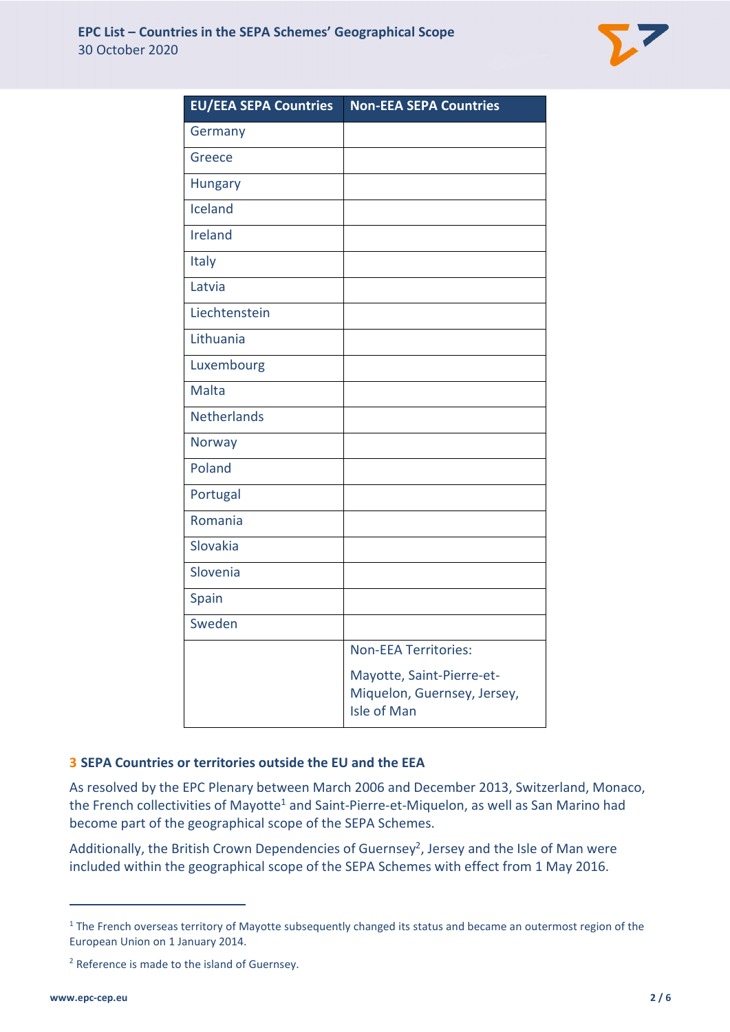| EU/EEA SEPA Countries | Non-EEA SEPA Countries |
|---|---|
| Germany | |
| Greece | |
| Hungary | |
| Iceland | |
| Ireland | |
| Italy | |
| Latvia | |
| Liechtenstein | |
| Lithuania | |
| Luxembourg | |
| Malta | |
| Netherlands | |
| Norway | |
| Poland | |
| Portugal | |
| Romania | |
| Slovakia | |
| Slovenia | |
| Spain | |
| Sweden | |
| | Non-EEA Territories: Mayotte, Saint-Pierre-et-Miquelon, Guernsey, Jersey, Isle of Man |

## 3 SEPA Countries or territories outside the EU and the EEA

As resolved by the EPC Plenary between March 2006 and December 2013, Switzerland, Monaco, the French collectivities of Mayotte[1] and Saint-Pierre-et-Miquelon, as well as San Marino had become part of the geographical scope of the SEPA Schemes.

Additionally, the British Crown Dependencies of Guernsey[2], Jersey and the Isle of Man were included within the geographical scope of the SEPA Schemes with effect from 1 May 2016.

---

[1] The French overseas territory of Mayotte subsequently changed its status and became an outermost region of the European Union on 1 January 2014.

[2] Reference is made to the island of Guernsey.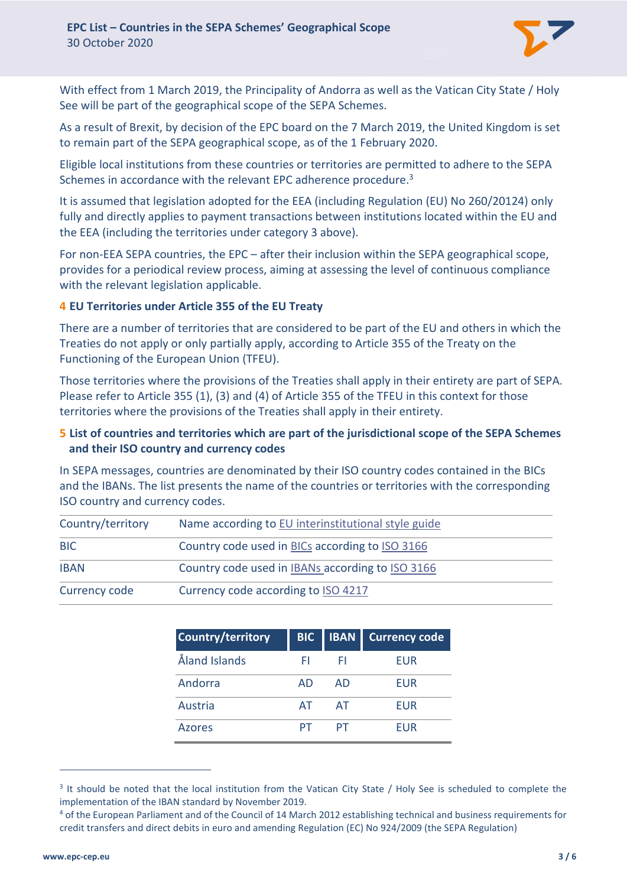With effect from 1 March 2019, the Principality of Andorra as well as the Vatican City State / Holy See will be part of the geographical scope of the SEPA Schemes.

As a result of Brexit, by decision of the EPC board on the 7 March 2019, the United Kingdom is set to remain part of the SEPA geographical scope, as of the 1 February 2020.

Eligible local institutions from these countries or territories are permitted to adhere to the SEPA Schemes in accordance with the relevant EPC adherence procedure.[3]

It is assumed that legislation adopted for the EEA (including Regulation (EU) No 260/20124) only fully and directly applies to payment transactions between institutions located within the EU and the EEA (including the territories under category 3 above).

For non-EEA SEPA countries, the EPC – after their inclusion within the SEPA geographical scope, provides for a periodical review process, aiming at assessing the level of continuous compliance with the relevant legislation applicable.

## 4 EU Territories under Article 355 of the EU Treaty

There are a number of territories that are considered to be part of the EU and others in which the Treaties do not apply or only partially apply, according to Article 355 of the Treaty on the Functioning of the European Union (TFEU).

Those territories where the provisions of the Treaties shall apply in their entirety are part of SEPA. Please refer to Article 355 (1), (3) and (4) of Article 355 of the TFEU in this context for those territories where the provisions of the Treaties shall apply in their entirety.

## 5 List of countries and territories which are part of the jurisdictional scope of the SEPA Schemes and their ISO country and currency codes

In SEPA messages, countries are denominated by their ISO country codes contained in the BICs and the IBANs. The list presents the name of the countries or territories with the corresponding ISO country and currency codes.

| | |
|---|---|
| Country/territory | Name according to EU interinstitutional style guide |
| BIC | Country code used in BICs according to ISO 3166 |
| IBAN | Country code used in IBANs according to ISO 3166 |
| Currency code | Currency code according to ISO 4217 |

| Country/territory | BIC | IBAN | Currency code |
|---|---|---|---|
| Åland Islands | FI | FI | EUR |
| Andorra | AD | AD | EUR |
| Austria | AT | AT | EUR |
| Azores | PT | PT | EUR |

[3] It should be noted that the local institution from the Vatican City State / Holy See is scheduled to complete the implementation of the IBAN standard by November 2019.

[4] of the European Parliament and of the Council of 14 March 2012 establishing technical and business requirements for credit transfers and direct debits in euro and amending Regulation (EC) No 924/2009 (the SEPA Regulation)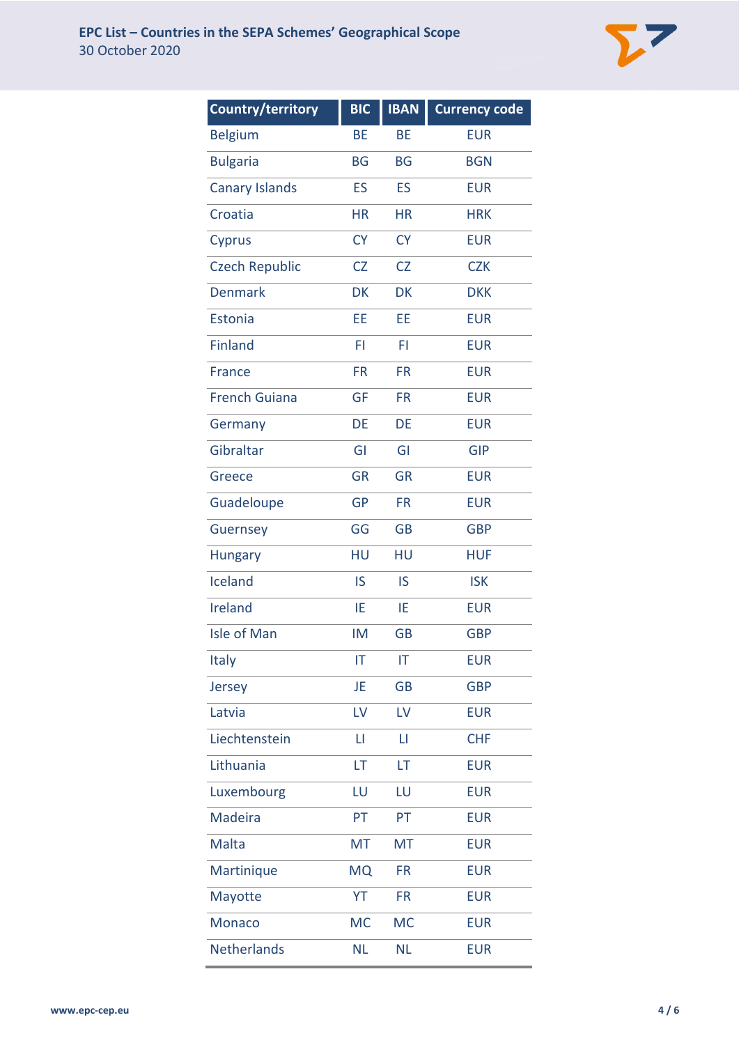| Country/territory | BIC | IBAN | Currency code |
|---|---|---|---|
| Belgium | BE | BE | EUR |
| Bulgaria | BG | BG | BGN |
| Canary Islands | ES | ES | EUR |
| Croatia | HR | HR | HRK |
| Cyprus | CY | CY | EUR |
| Czech Republic | CZ | CZ | CZK |
| Denmark | DK | DK | DKK |
| Estonia | EE | EE | EUR |
| Finland | FI | FI | EUR |
| France | FR | FR | EUR |
| French Guiana | GF | FR | EUR |
| Germany | DE | DE | EUR |
| Gibraltar | GI | GI | GIP |
| Greece | GR | GR | EUR |
| Guadeloupe | GP | FR | EUR |
| Guernsey | GG | GB | GBP |
| Hungary | HU | HU | HUF |
| Iceland | IS | IS | ISK |
| Ireland | IE | IE | EUR |
| Isle of Man | IM | GB | GBP |
| Italy | IT | IT | EUR |
| Jersey | JE | GB | GBP |
| Latvia | LV | LV | EUR |
| Liechtenstein | LI | LI | CHF |
| Lithuania | LT | LT | EUR |
| Luxembourg | LU | LU | EUR |
| Madeira | PT | PT | EUR |
| Malta | MT | MT | EUR |
| Martinique | MQ | FR | EUR |
| Mayotte | YT | FR | EUR |
| Monaco | MC | MC | EUR |
| Netherlands | NL | NL | EUR |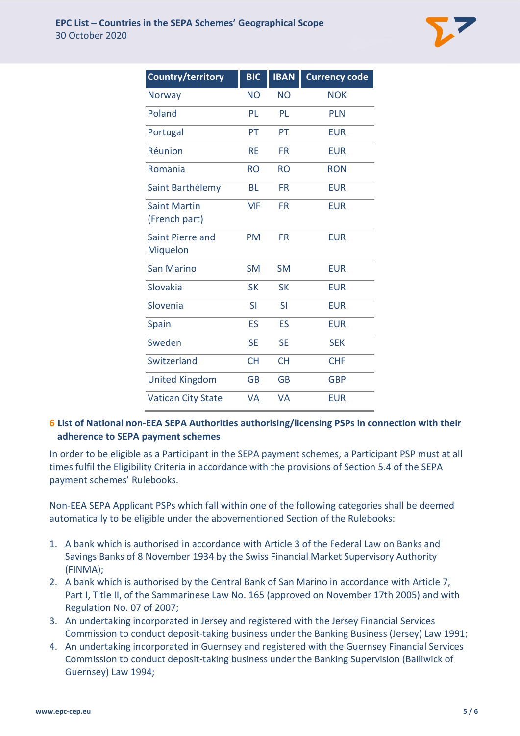| Country/territory | BIC | IBAN | Currency code |
| --- | --- | --- | --- |
| Norway | NO | NO | NOK |
| Poland | PL | PL | PLN |
| Portugal | PT | PT | EUR |
| Réunion | RE | FR | EUR |
| Romania | RO | RO | RON |
| Saint Barthélemy | BL | FR | EUR |
| Saint Martin (French part) | MF | FR | EUR |
| Saint Pierre and Miquelon | PM | FR | EUR |
| San Marino | SM | SM | EUR |
| Slovakia | SK | SK | EUR |
| Slovenia | SI | SI | EUR |
| Spain | ES | ES | EUR |
| Sweden | SE | SE | SEK |
| Switzerland | CH | CH | CHF |
| United Kingdom | GB | GB | GBP |
| Vatican City State | VA | VA | EUR |

## 6 List of National non-EEA SEPA Authorities authorising/licensing PSPs in connection with their adherence to SEPA payment schemes

In order to be eligible as a Participant in the SEPA payment schemes, a Participant PSP must at all times fulfil the Eligibility Criteria in accordance with the provisions of Section 5.4 of the SEPA payment schemes' Rulebooks.

Non-EEA SEPA Applicant PSPs which fall within one of the following categories shall be deemed automatically to be eligible under the abovementioned Section of the Rulebooks:

1. A bank which is authorised in accordance with Article 3 of the Federal Law on Banks and Savings Banks of 8 November 1934 by the Swiss Financial Market Supervisory Authority (FINMA);
2. A bank which is authorised by the Central Bank of San Marino in accordance with Article 7, Part I, Title II, of the Sammarinese Law No. 165 (approved on November 17th 2005) and with Regulation No. 07 of 2007;
3. An undertaking incorporated in Jersey and registered with the Jersey Financial Services Commission to conduct deposit-taking business under the Banking Business (Jersey) Law 1991;
4. An undertaking incorporated in Guernsey and registered with the Guernsey Financial Services Commission to conduct deposit-taking business under the Banking Supervision (Bailiwick of Guernsey) Law 1994;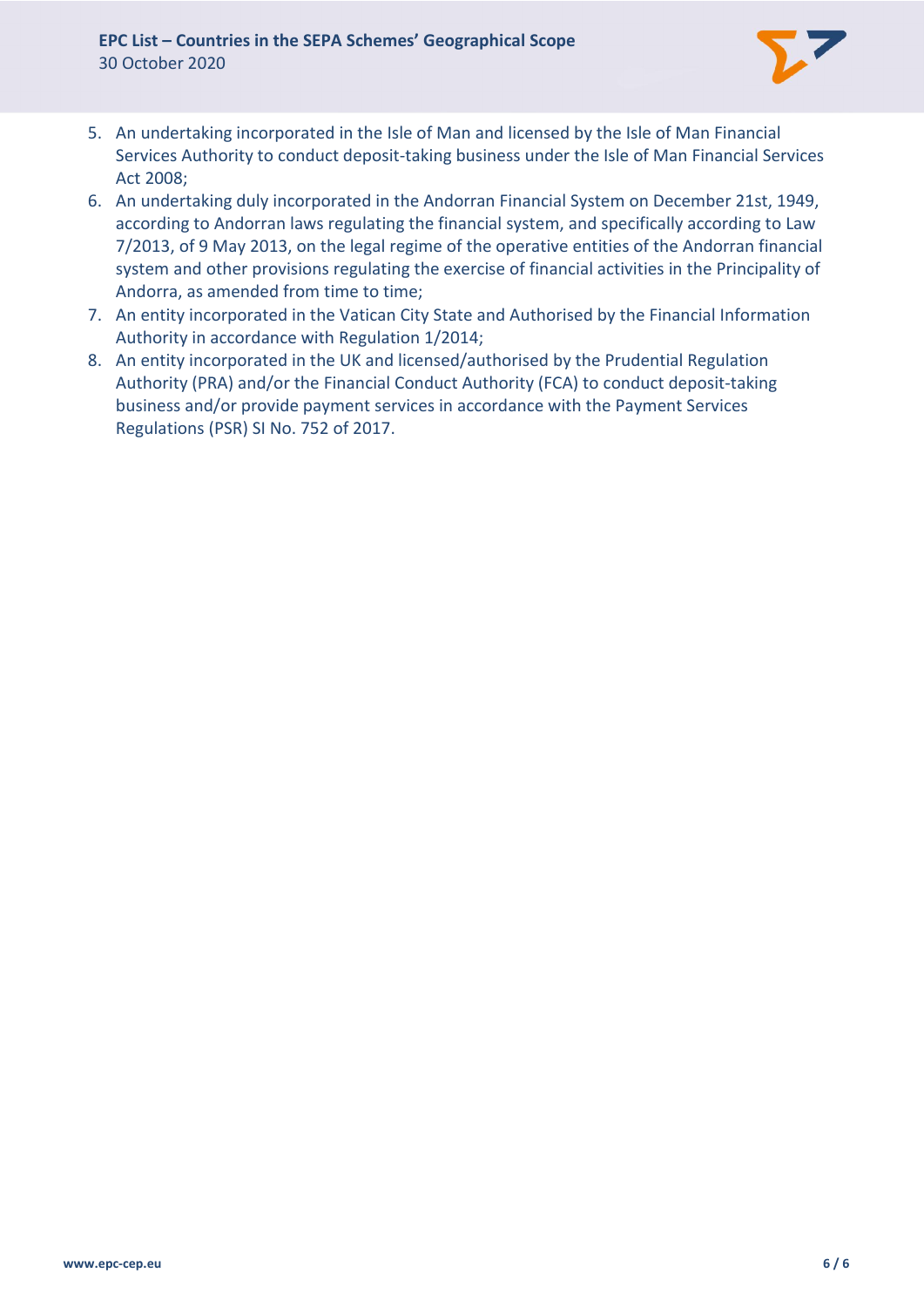5. An undertaking incorporated in the Isle of Man and licensed by the Isle of Man Financial Services Authority to conduct deposit-taking business under the Isle of Man Financial Services Act 2008;
6. An undertaking duly incorporated in the Andorran Financial System on December 21st, 1949, according to Andorran laws regulating the financial system, and specifically according to Law 7/2013, of 9 May 2013, on the legal regime of the operative entities of the Andorran financial system and other provisions regulating the exercise of financial activities in the Principality of Andorra, as amended from time to time;
7. An entity incorporated in the Vatican City State and Authorised by the Financial Information Authority in accordance with Regulation 1/2014;
8. An entity incorporated in the UK and licensed/authorised by the Prudential Regulation Authority (PRA) and/or the Financial Conduct Authority (FCA) to conduct deposit-taking business and/or provide payment services in accordance with the Payment Services Regulations (PSR) SI No. 752 of 2017.